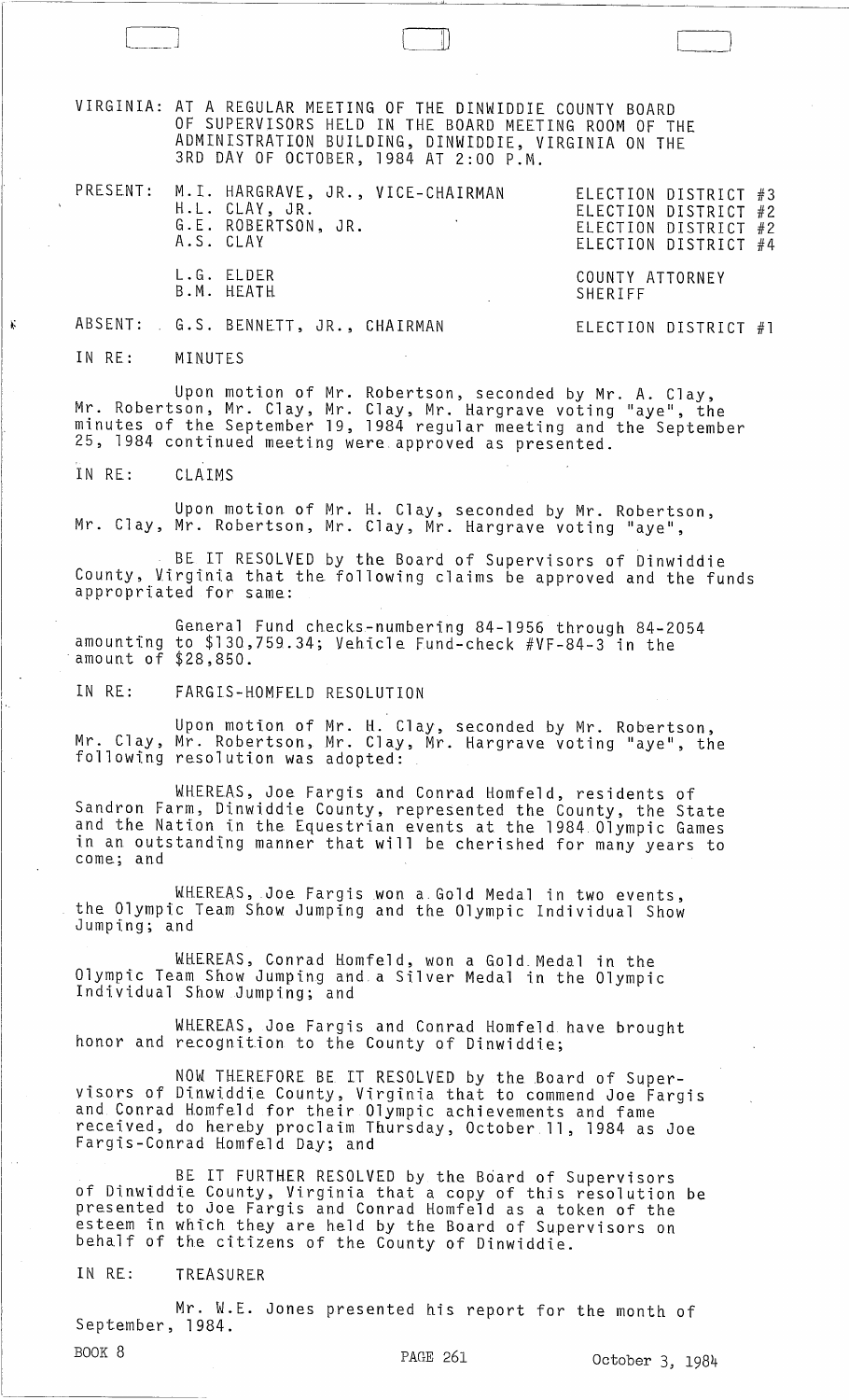VIRGINIA: AT A REGULAR MEETING OF THE DINWIDDIE COUNTY BOARD OF SUPERVISORS HELD IN THE BOARD MEETING ROOM OF THE ADMINISTRATION BUILDING, DINWIDDIE, VIRGINIA ON THE 3RD DAY OF OCTOBER, 1984 AT 2:00 P.M.

| | | |
|---|---|---|
| PRESENT: | M.I. HARGRAVE, JR., VICE-CHAIRMAN | ELECTION DISTRICT #3 |
| | H.L. CLAY, JR. | ELECTION DISTRICT #2 |
| | G.E. ROBERTSON, JR. | ELECTION DISTRICT #2 |
| | A.S. CLAY | ELECTION DISTRICT #4 |
| | L.G. ELDER | COUNTY ATTORNEY |
| | B.M. HEATH | SHERIFF |
| ABSENT: | G.S. BENNETT, JR., CHAIRMAN | ELECTION DISTRICT #1 |

IN RE: MINUTES

Upon motion of Mr. Robertson, seconded by Mr. A. Clay, Mr. Robertson, Mr. Clay, Mr. Clay, Mr. Hargrave voting "aye", the minutes of the September 19, 1984 regular meeting and the September 25, 1984 continued meeting were approved as presented.

IN RE: CLAIMS

Upon motion of Mr. H. Clay, seconded by Mr. Robertson, Mr. Clay, Mr. Robertson, Mr. Clay, Mr. Hargrave voting "aye",

BE IT RESOLVED by the Board of Supervisors of Dinwiddie County, Virginia that the following claims be approved and the funds appropriated for same:

General Fund checks-numbering 84-1956 through 84-2054 amounting to $130,759.34; Vehicle Fund-check #VF-84-3 in the amount of $28,850.

IN RE: FARGIS-HOMFELD RESOLUTION

Upon motion of Mr. H. Clay, seconded by Mr. Robertson, Mr. Clay, Mr. Robertson, Mr. Clay, Mr. Hargrave voting "aye", the following resolution was adopted:

WHEREAS, Joe Fargis and Conrad Homfeld, residents of Sandron Farm, Dinwiddie County, represented the County, the State and the Nation in the Equestrian events at the 1984 Olympic Games in an outstanding manner that will be cherished for many years to come; and

WHEREAS, Joe Fargis won a Gold Medal in two events, the Olympic Team Show Jumping and the Olympic Individual Show Jumping; and

WHEREAS, Conrad Homfeld, won a Gold Medal in the Olympic Team Show Jumping and a Silver Medal in the Olympic Individual Show Jumping; and

WHEREAS, Joe Fargis and Conrad Homfeld have brought honor and recognition to the County of Dinwiddie;

NOW THEREFORE BE IT RESOLVED by the Board of Supervisors of Dinwiddie County, Virginia that to commend Joe Fargis and Conrad Homfeld for their Olympic achievements and fame received, do hereby proclaim Thursday, October 11, 1984 as Joe Fargis-Conrad Homfeld Day; and

BE IT FURTHER RESOLVED by the Board of Supervisors of Dinwiddie County, Virginia that a copy of this resolution be presented to Joe Fargis and Conrad Homfeld as a token of the esteem in which they are held by the Board of Supervisors on behalf of the citizens of the County of Dinwiddie.

IN RE: TREASURER

Mr. W.E. Jones presented his report for the month of September, 1984.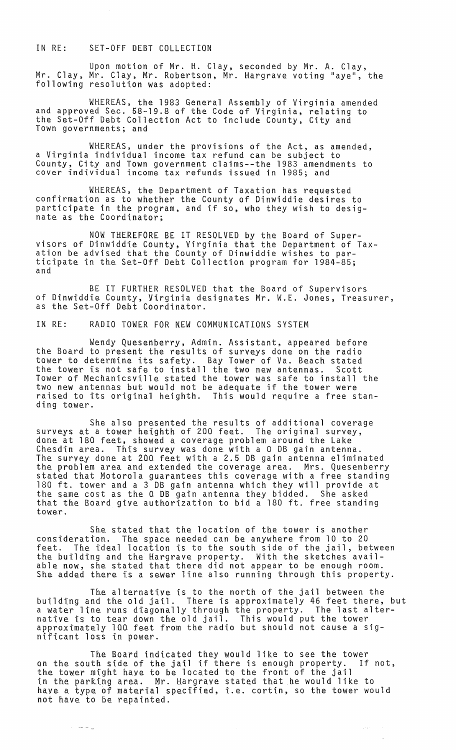IN RE: SET-OFF DEBT COLLECTION

Upon motion of Mr. H. Clay, seconded by Mr. A. Clay, Mr. Clay, Mr. Clay, Mr. Robertson, Mr. Hargrave voting "aye", the following resolution was adopted:

WHEREAS, the 1983 General Assembly of Virginia amended and approved Sec. 58-19.8 of the Code of Virginia, relating to the Set-Off Debt Collection Act to include County, City and Town governments; and

WHEREAS, under the provisions of the Act, as amended, a Virginia individual income tax refund can be subject to County, City and Town government claims--the 1983 amendments to cover individual income tax refunds issued in 1985; and

WHEREAS, the Department of Taxation has requested confirmation as to whether the County of Dinwiddie desires to participate in the program, and if so, who they wish to designate as the Coordinator;

NOW THEREFORE BE IT RESOLVED by the Board of Supervisors of Dinwiddie County, Virginia that the Department of Taxation be advised that the County of Dinwiddie wishes to participate in the Set-Off Debt Collection program for 1984-85; and

BE IT FURTHER RESOLVED that the Board of Supervisors of Dinwiddie County, Virginia designates Mr. W.E. Jones, Treasurer, as the Set-Off Debt Coordinator.

IN RE: RADIO TOWER FOR NEW COMMUNICATIONS SYSTEM

Wendy Quesenberry, Admin. Assistant, appeared before the Board to present the results of surveys done on the radio tower to determine its safety. Bay Tower of Va. Beach stated the tower is not safe to install the two new antennas. Scott Tower of Mechanicsville stated the tower was safe to install the two new antennas but would not be adequate if the tower were raised to its original heighth. This would require a free standing tower.

She also presented the results of additional coverage surveys at a tower heighth of 200 feet. The original survey, done at 180 feet, showed a coverage problem around the Lake Chesdin area. This survey was done with a 0 DB gain antenna. The survey done at 200 feet with a 2.5 DB gain antenna eliminated the problem area and extended the coverage area. Mrs. Quesenberry stated that Motorola guarantees this coverage with a free standing 180 ft. tower and a 3 DB gain antenna which they will provide at the same cost as the 0 DB gain antenna they bidded. She asked that the Board give authorization to bid a 180 ft. free standing tower.

She stated that the location of the tower is another consideration. The space needed can be anywhere from 10 to 20 feet. The ideal location is to the south side of the jail, between the building and the Hargrave property. With the sketches available now, she stated that there did not appear to be enough room. She added there is a sewer line also running through this property.

The alternative is to the north of the jail between the building and the old jail. There is approximately 46 feet there, but a water line runs diagonally through the property. The last alternative is to tear down the old jail. This would put the tower approximately 100 feet from the radio but should not cause a significant loss in power.

The Board indicated they would like to see the tower on the south side of the jail if there is enough property. If not, the tower might have to be located to the front of the jail in the parking area. Mr. Hargrave stated that he would like to have a type of material specified, i.e. cortin, so the tower would not have to be repainted.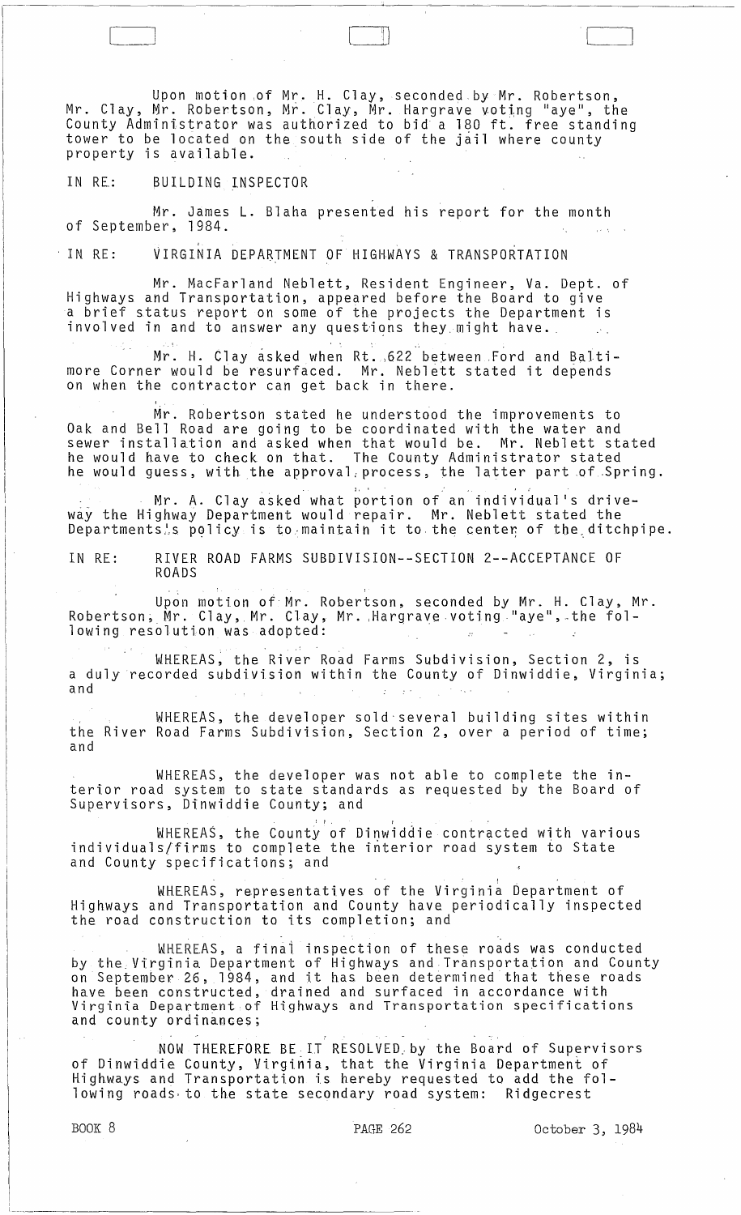Upon motion of Mr. H. Clay, seconded by Mr. Robertson, Mr. Clay, Mr. Robertson, Mr. Clay, Mr. Hargrave voting "aye", the County Administrator was authorized to bid a 180 ft. free standing tower to be located on the south side of the jail where county property is available.

IN RE: BUILDING INSPECTOR

Mr. James L. Blaha presented his report for the month of September, 1984.

IN RE: VIRGINIA DEPARTMENT OF HIGHWAYS & TRANSPORTATION

Mr. MacFarland Neblett, Resident Engineer, Va. Dept. of Highways and Transportation, appeared before the Board to give a brief status report on some of the projects the Department is involved in and to answer any questions they might have.

Mr. H. Clay asked when Rt. 622 between Ford and Baltimore Corner would be resurfaced. Mr. Neblett stated it depends on when the contractor can get back in there.

Mr. Robertson stated he understood the improvements to Oak and Bell Road are going to be coordinated with the water and sewer installation and asked when that would be. Mr. Neblett stated he would have to check on that. The County Administrator stated he would guess, with the approval process, the latter part of Spring.

Mr. A. Clay asked what portion of an individual's driveway the Highway Department would repair. Mr. Neblett stated the Departments's policy is to maintain it to the center of the ditchpipe.

IN RE: RIVER ROAD FARMS SUBDIVISION--SECTION 2--ACCEPTANCE OF ROADS

Upon motion of Mr. Robertson, seconded by Mr. H. Clay, Mr. Robertson, Mr. Clay, Mr. Clay, Mr. Hargrave voting "aye", the following resolution was adopted:

WHEREAS, the River Road Farms Subdivision, Section 2, is a duly recorded subdivision within the County of Dinwiddie, Virginia; and

WHEREAS, the developer sold several building sites within the River Road Farms Subdivision, Section 2, over a period of time; and

WHEREAS, the developer was not able to complete the interior road system to state standards as requested by the Board of Supervisors, Dinwiddie County; and

WHEREAS, the County of Dinwiddie contracted with various individuals/firms to complete the interior road system to State and County specifications; and

WHEREAS, representatives of the Virginia Department of Highways and Transportation and County have periodically inspected the road construction to its completion; and

WHEREAS, a final inspection of these roads was conducted by the Virginia Department of Highways and Transportation and County on September 26, 1984, and it has been determined that these roads have been constructed, drained and surfaced in accordance with Virginia Department of Highways and Transportation specifications and county ordinances;

NOW THEREFORE BE IT RESOLVED by the Board of Supervisors of Dinwiddie County, Virginia, that the Virginia Department of Highways and Transportation is hereby requested to add the following roads to the state secondary road system: Ridgecrest

BOOK 8 PAGE 262 October 3, 1984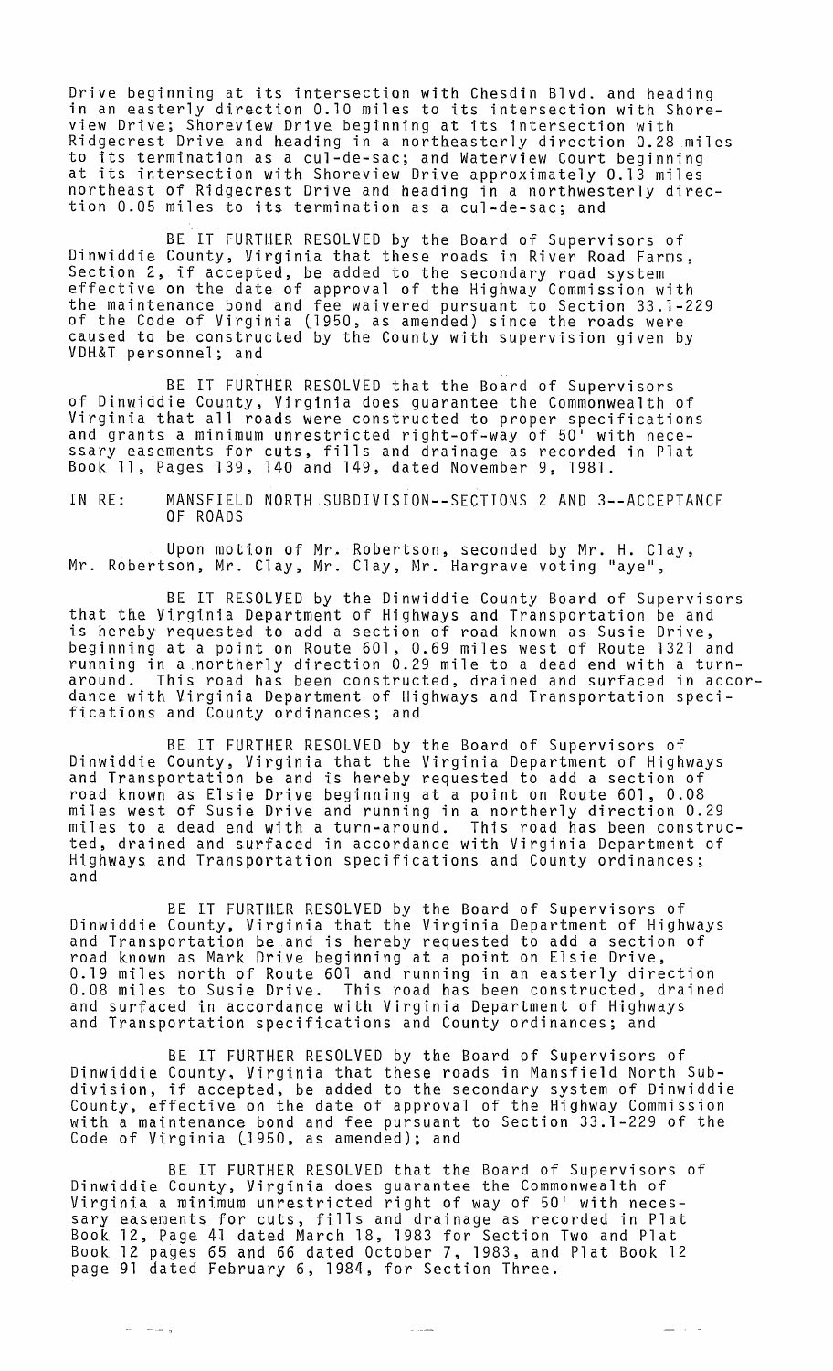Drive beginning at its intersection with Chesdin Blvd. and heading in an easterly direction 0.10 miles to its intersection with Shoreview Drive; Shoreview Drive beginning at its intersection with Ridgecrest Drive and heading in a northeasterly direction 0.28 miles to its termination as a cul-de-sac; and Waterview Court beginning at its intersection with Shoreview Drive approximately 0.13 miles northeast of Ridgecrest Drive and heading in a northwesterly direction 0.05 miles to its termination as a cul-de-sac; and

BE IT FURTHER RESOLVED by the Board of Supervisors of Dinwiddie County, Virginia that these roads in River Road Farms, Section 2, if accepted, be added to the secondary road system effective on the date of approval of the Highway Commission with the maintenance bond and fee waivered pursuant to Section 33.1-229 of the Code of Virginia (1950, as amended) since the roads were caused to be constructed by the County with supervision given by VDH&T personnel; and

BE IT FURTHER RESOLVED that the Board of Supervisors of Dinwiddie County, Virginia does guarantee the Commonwealth of Virginia that all roads were constructed to proper specifications and grants a minimum unrestricted right-of-way of 50' with necessary easements for cuts, fills and drainage as recorded in Plat Book 11, Pages 139, 140 and 149, dated November 9, 1981.

IN RE: MANSFIELD NORTH SUBDIVISION--SECTIONS 2 AND 3--ACCEPTANCE OF ROADS

Upon motion of Mr. Robertson, seconded by Mr. H. Clay, Mr. Robertson, Mr. Clay, Mr. Clay, Mr. Hargrave voting "aye",

BE IT RESOLVED by the Dinwiddie County Board of Supervisors that the Virginia Department of Highways and Transportation be and is hereby requested to add a section of road known as Susie Drive, beginning at a point on Route 601, 0.69 miles west of Route 1321 and running in a northerly direction 0.29 mile to a dead end with a turnaround. This road has been constructed, drained and surfaced in accordance with Virginia Department of Highways and Transportation specifications and County ordinances; and

BE IT FURTHER RESOLVED by the Board of Supervisors of Dinwiddie County, Virginia that the Virginia Department of Highways and Transportation be and is hereby requested to add a section of road known as Elsie Drive beginning at a point on Route 601, 0.08 miles west of Susie Drive and running in a northerly direction 0.29 miles to a dead end with a turn-around. This road has been constructed, drained and surfaced in accordance with Virginia Department of Highways and Transportation specifications and County ordinances; and

BE IT FURTHER RESOLVED by the Board of Supervisors of Dinwiddie County, Virginia that the Virginia Department of Highways and Transportation be and is hereby requested to add a section of road known as Mark Drive beginning at a point on Elsie Drive, 0.19 miles north of Route 601 and running in an easterly direction 0.08 miles to Susie Drive. This road has been constructed, drained and surfaced in accordance with Virginia Department of Highways and Transportation specifications and County ordinances; and

BE IT FURTHER RESOLVED by the Board of Supervisors of Dinwiddie County, Virginia that these roads in Mansfield North Subdivision, if accepted, be added to the secondary system of Dinwiddie County, effective on the date of approval of the Highway Commission with a maintenance bond and fee pursuant to Section 33.1-229 of the Code of Virginia (1950, as amended); and

BE IT FURTHER RESOLVED that the Board of Supervisors of Dinwiddie County, Virginia does guarantee the Commonwealth of Virginia a minimum unrestricted right of way of 50' with necessary easements for cuts, fills and drainage as recorded in Plat Book 12, Page 41 dated March 18, 1983 for Section Two and Plat Book 12 pages 65 and 66 dated October 7, 1983, and Plat Book 12 page 91 dated February 6, 1984, for Section Three.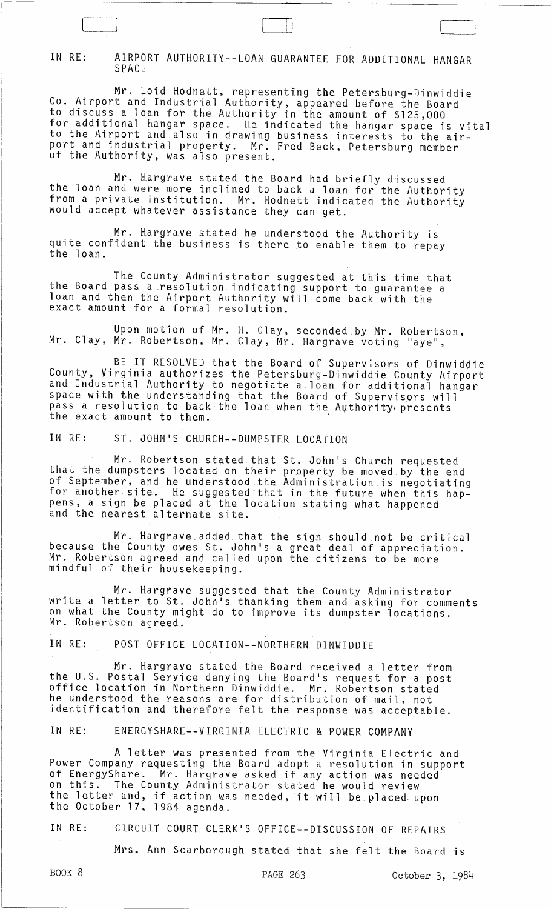IN RE: AIRPORT AUTHORITY--LOAN GUARANTEE FOR ADDITIONAL HANGAR SPACE

Mr. Loid Hodnett, representing the Petersburg-Dinwiddie Co. Airport and Industrial Authority, appeared before the Board to discuss a loan for the Authority in the amount of $125,000 for additional hangar space. He indicated the hangar space is vital to the Airport and also in drawing business interests to the airport and industrial property. Mr. Fred Beck, Petersburg member of the Authority, was also present.

Mr. Hargrave stated the Board had briefly discussed the loan and were more inclined to back a loan for the Authority from a private institution. Mr. Hodnett indicated the Authority would accept whatever assistance they can get.

Mr. Hargrave stated he understood the Authority is quite confident the business is there to enable them to repay the loan.

The County Administrator suggested at this time that the Board pass a resolution indicating support to guarantee a loan and then the Airport Authority will come back with the exact amount for a formal resolution.

Upon motion of Mr. H. Clay, seconded by Mr. Robertson, Mr. Clay, Mr. Robertson, Mr. Clay, Mr. Hargrave voting "aye",

BE IT RESOLVED that the Board of Supervisors of Dinwiddie County, Virginia authorizes the Petersburg-Dinwiddie County Airport and Industrial Authority to negotiate a loan for additional hangar space with the understanding that the Board of Supervisors will pass a resolution to back the loan when the Authority presents the exact amount to them.

IN RE: ST. JOHN'S CHURCH--DUMPSTER LOCATION

Mr. Robertson stated that St. John's Church requested that the dumpsters located on their property be moved by the end of September, and he understood the Administration is negotiating for another site. He suggested that in the future when this happens, a sign be placed at the location stating what happened and the nearest alternate site.

Mr. Hargrave added that the sign should not be critical because the County owes St. John's a great deal of appreciation. Mr. Robertson agreed and called upon the citizens to be more mindful of their housekeeping.

Mr. Hargrave suggested that the County Administrator write a letter to St. John's thanking them and asking for comments on what the County might do to improve its dumpster locations. Mr. Robertson agreed.

IN RE: POST OFFICE LOCATION--NORTHERN DINWIDDIE

Mr. Hargrave stated the Board received a letter from the U.S. Postal Service denying the Board's request for a post office location in Northern Dinwiddie. Mr. Robertson stated he understood the reasons are for distribution of mail, not identification and therefore felt the response was acceptable.

IN RE: ENERGYSHARE--VIRGINIA ELECTRIC & POWER COMPANY

A letter was presented from the Virginia Electric and Power Company requesting the Board adopt a resolution in support of EnergyShare. Mr. Hargrave asked if any action was needed on this. The County Administrator stated he would review the letter and, if action was needed, it will be placed upon the October 17, 1984 agenda.

IN RE: CIRCUIT COURT CLERK'S OFFICE--DISCUSSION OF REPAIRS

Mrs. Ann Scarborough stated that she felt the Board is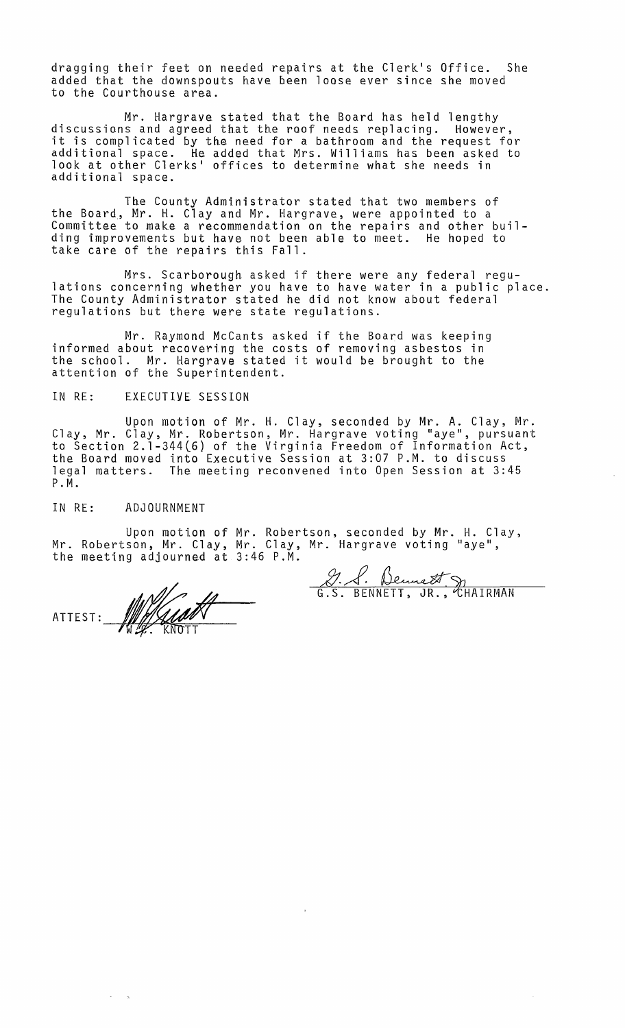dragging their feet on needed repairs at the Clerk's Office. She added that the downspouts have been loose ever since she moved to the Courthouse area.

Mr. Hargrave stated that the Board has held lengthy discussions and agreed that the roof needs replacing. However, it is complicated by the need for a bathroom and the request for additional space. He added that Mrs. Williams has been asked to look at other Clerks' offices to determine what she needs in additional space.

The County Administrator stated that two members of the Board, Mr. H. Clay and Mr. Hargrave, were appointed to a Committee to make a recommendation on the repairs and other building improvements but have not been able to meet. He hoped to take care of the repairs this Fall.

Mrs. Scarborough asked if there were any federal regulations concerning whether you have to have water in a public place. The County Administrator stated he did not know about federal regulations but there were state regulations.

Mr. Raymond McCants asked if the Board was keeping informed about recovering the costs of removing asbestos in the school. Mr. Hargrave stated it would be brought to the attention of the Superintendent.

IN RE: EXECUTIVE SESSION

Upon motion of Mr. H. Clay, seconded by Mr. A. Clay, Mr. Clay, Mr. Clay, Mr. Robertson, Mr. Hargrave voting "aye", pursuant to Section 2.1-344(6) of the Virginia Freedom of Information Act, the Board moved into Executive Session at 3:07 P.M. to discuss legal matters. The meeting reconvened into Open Session at 3:45 P.M.

IN RE: ADJOURNMENT

Upon motion of Mr. Robertson, seconded by Mr. H. Clay, Mr. Robertson, Mr. Clay, Mr. Clay, Mr. Hargrave voting "aye", the meeting adjourned at 3:46 P.M.

G.S. BENNETT, JR., CHAIRMAN

ATTEST: W. E. KNOTT